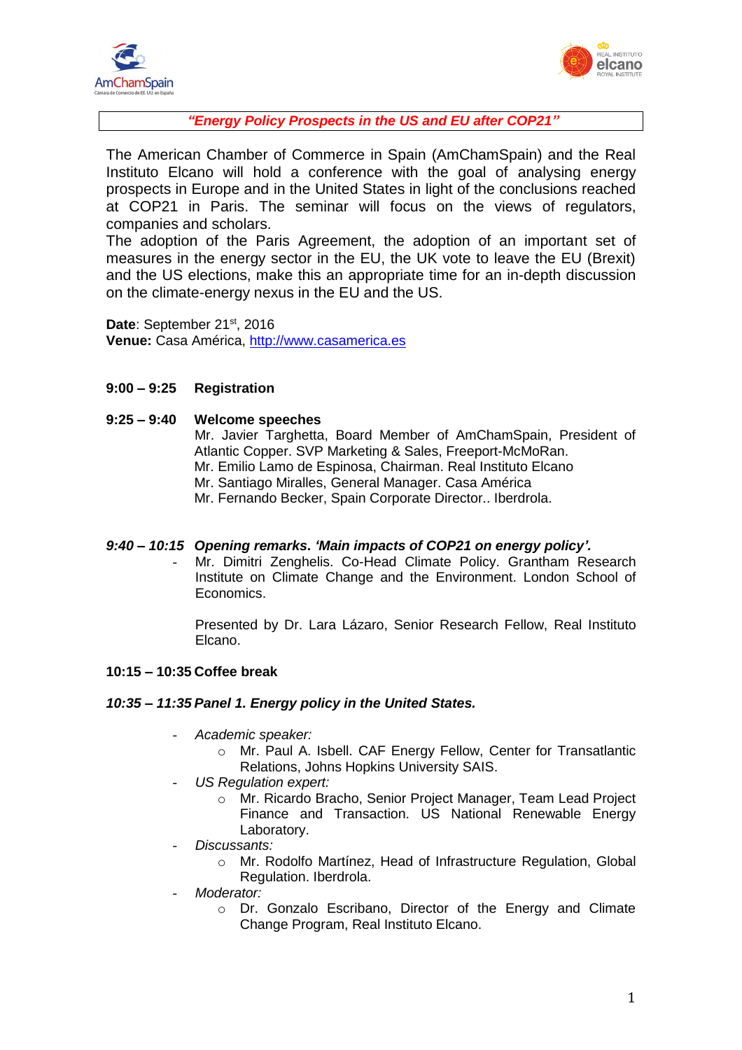***"Energy Policy Prospects in the US and EU after COP21"***

The American Chamber of Commerce in Spain (AmChamSpain) and the Real Instituto Elcano will hold a conference with the goal of analysing energy prospects in Europe and in the United States in light of the conclusions reached at COP21 in Paris. The seminar will focus on the views of regulators, companies and scholars.

The adoption of the Paris Agreement, the adoption of an important set of measures in the energy sector in the EU, the UK vote to leave the EU (Brexit) and the US elections, make this an appropriate time for an in-depth discussion on the climate-energy nexus in the EU and the US.

**Date**: September 21st, 2016
**Venue:** Casa América, http://www.casamerica.es

**9:00 – 9:25 Registration**

**9:25 – 9:40 Welcome speeches**

Mr. Javier Targhetta, Board Member of AmChamSpain, President of Atlantic Copper. SVP Marketing & Sales, Freeport-McMoRan.
Mr. Emilio Lamo de Espinosa, Chairman. Real Instituto Elcano
Mr. Santiago Miralles, General Manager. Casa América
Mr. Fernando Becker, Spain Corporate Director.. Iberdrola.

***9:40 – 10:15 Opening remarks. 'Main impacts of COP21 on energy policy'.***

- Mr. Dimitri Zenghelis. Co-Head Climate Policy. Grantham Research Institute on Climate Change and the Environment. London School of Economics.

  Presented by Dr. Lara Lázaro, Senior Research Fellow, Real Instituto Elcano.

**10:15 – 10:35 Coffee break**

***10:35 – 11:35 Panel 1. Energy policy in the United States.***

- *Academic speaker:*
  - Mr. Paul A. Isbell. CAF Energy Fellow, Center for Transatlantic Relations, Johns Hopkins University SAIS.
- *US Regulation expert:*
  - Mr. Ricardo Bracho, Senior Project Manager, Team Lead Project Finance and Transaction. US National Renewable Energy Laboratory.
- *Discussants:*
  - Mr. Rodolfo Martínez, Head of Infrastructure Regulation, Global Regulation. Iberdrola.
- *Moderator:*
  - Dr. Gonzalo Escribano, Director of the Energy and Climate Change Program, Real Instituto Elcano.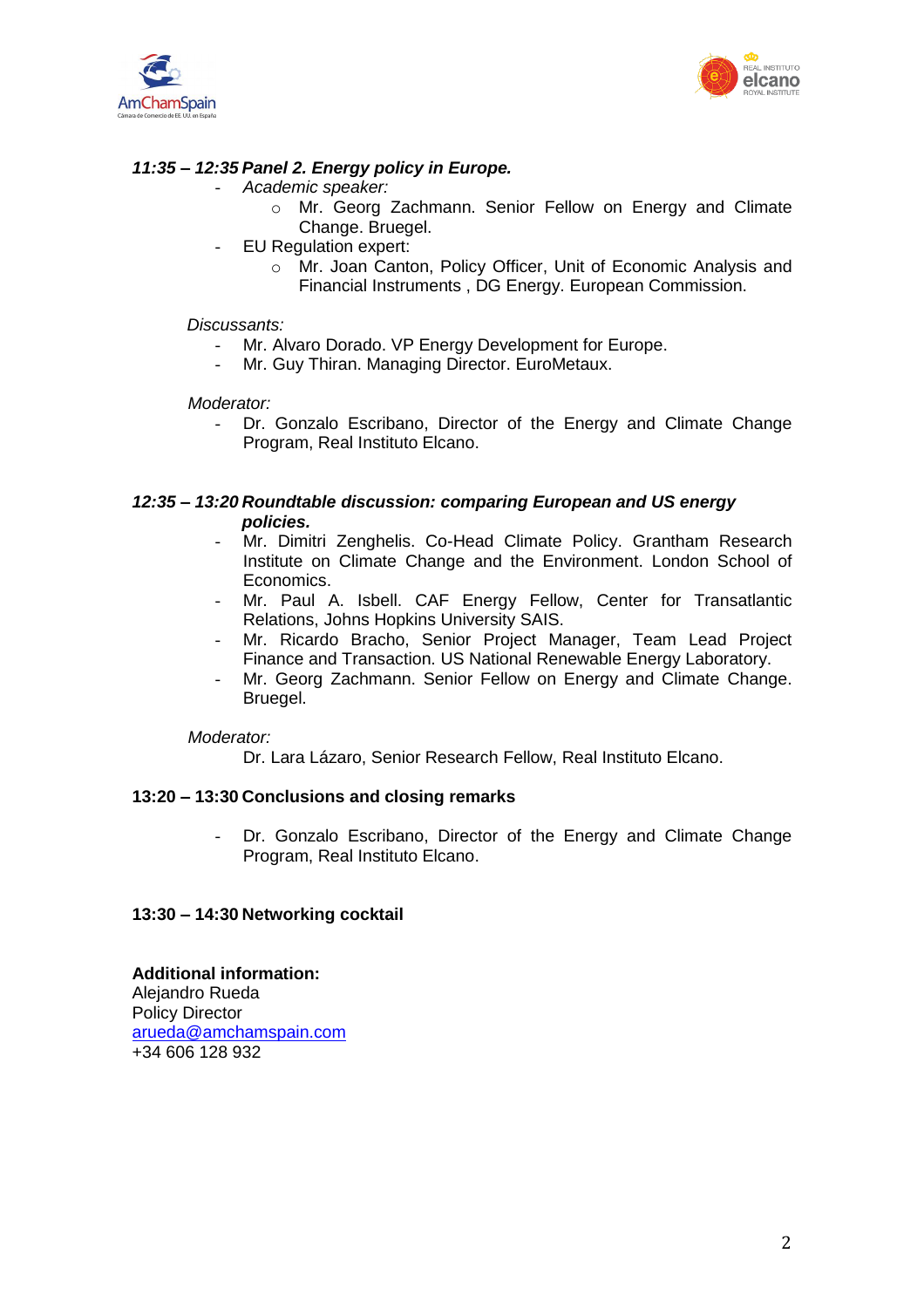***11:35 – 12:35 Panel 2. Energy policy in Europe.***

- *Academic speaker:*
  - Mr. Georg Zachmann. Senior Fellow on Energy and Climate Change. Bruegel.
- EU Regulation expert:
  - Mr. Joan Canton, Policy Officer, Unit of Economic Analysis and Financial Instruments , DG Energy. European Commission.

*Discussants:*

- Mr. Alvaro Dorado. VP Energy Development for Europe.
- Mr. Guy Thiran. Managing Director. EuroMetaux.

*Moderator:*

- Dr. Gonzalo Escribano, Director of the Energy and Climate Change Program, Real Instituto Elcano.

***12:35 – 13:20 Roundtable discussion: comparing European and US energy policies.***

- Mr. Dimitri Zenghelis. Co-Head Climate Policy. Grantham Research Institute on Climate Change and the Environment. London School of Economics.
- Mr. Paul A. Isbell. CAF Energy Fellow, Center for Transatlantic Relations, Johns Hopkins University SAIS.
- Mr. Ricardo Bracho, Senior Project Manager, Team Lead Project Finance and Transaction. US National Renewable Energy Laboratory.
- Mr. Georg Zachmann. Senior Fellow on Energy and Climate Change. Bruegel.

*Moderator:*

Dr. Lara Lázaro, Senior Research Fellow, Real Instituto Elcano.

**13:20 – 13:30 Conclusions and closing remarks**

- Dr. Gonzalo Escribano, Director of the Energy and Climate Change Program, Real Instituto Elcano.

**13:30 – 14:30 Networking cocktail**

**Additional information:**
Alejandro Rueda
Policy Director
arueda@amchamspain.com
+34 606 128 932